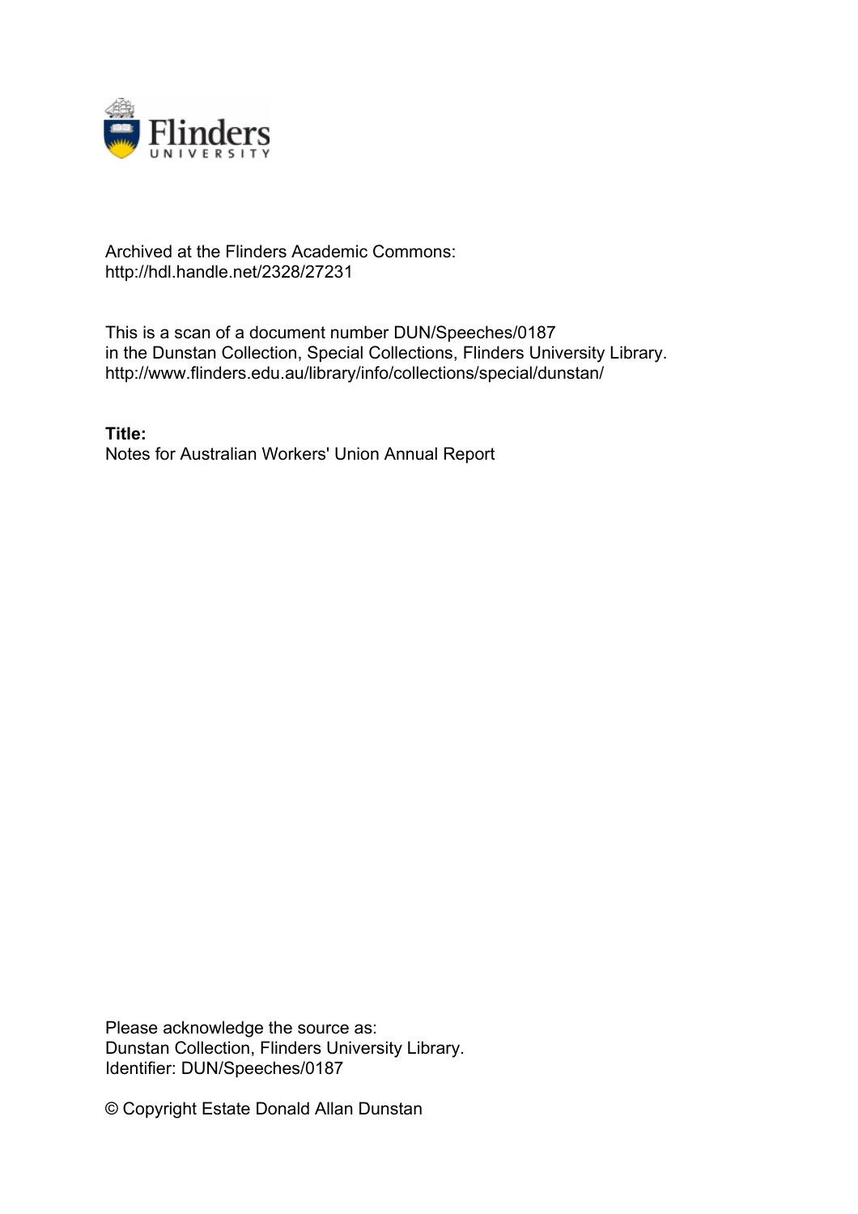Archived at the Flinders Academic Commons:
http://hdl.handle.net/2328/27231

This is a scan of a document number DUN/Speeches/0187
in the Dunstan Collection, Special Collections, Flinders University Library.
http://www.flinders.edu.au/library/info/collections/special/dunstan/

**Title:**
Notes for Australian Workers' Union Annual Report

Please acknowledge the source as:
Dunstan Collection, Flinders University Library.
Identifier: DUN/Speeches/0187

© Copyright Estate Donald Allan Dunstan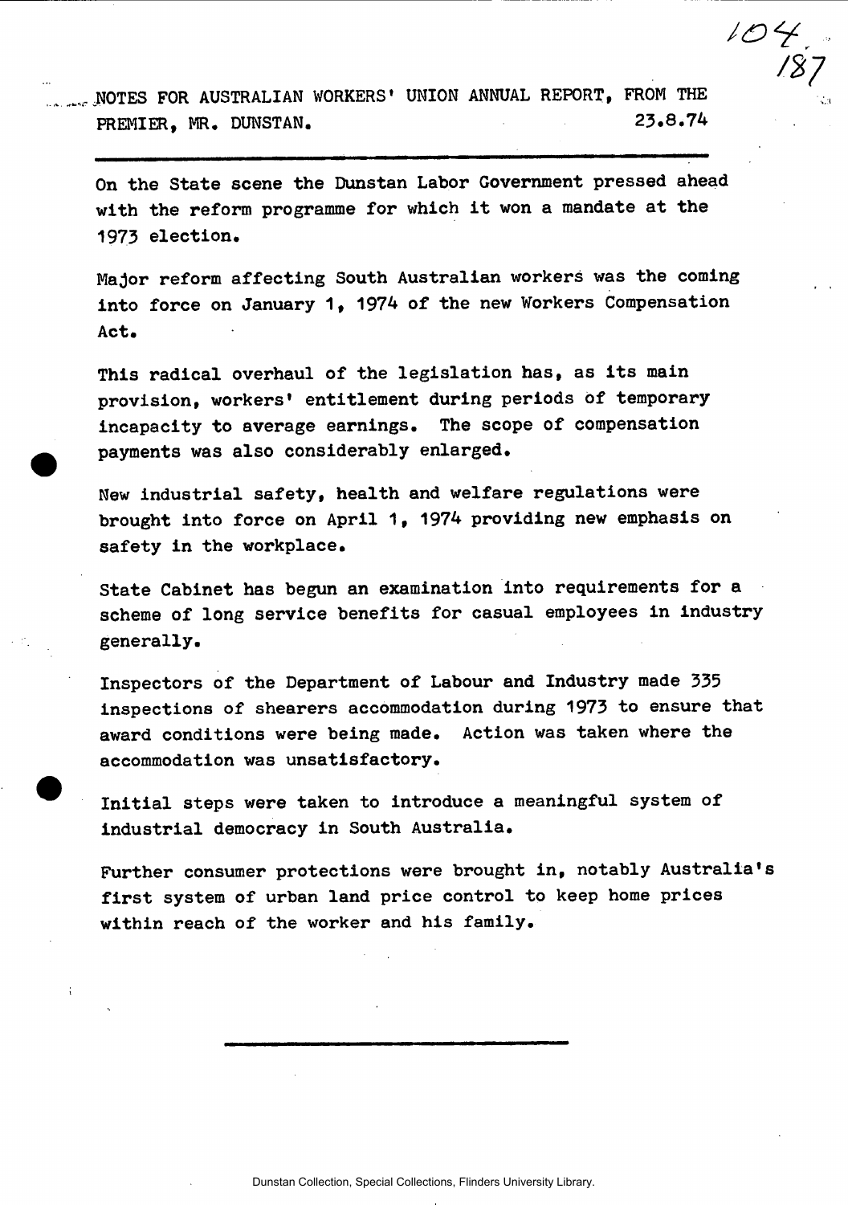NOTES FOR AUSTRALIAN WORKERS' UNION ANNUAL REPORT, FROM THE PREMIER, MR. DUNSTAN. 23.8.74

---

On the State scene the Dunstan Labor Government pressed ahead with the reform programme for which it won a mandate at the 1973 election.

Major reform affecting South Australian workers was the coming into force on January 1, 1974 of the new Workers Compensation Act.

This radical overhaul of the legislation has, as its main provision, workers' entitlement during periods of temporary incapacity to average earnings. The scope of compensation payments was also considerably enlarged.

New industrial safety, health and welfare regulations were brought into force on April 1, 1974 providing new emphasis on safety in the workplace.

State Cabinet has begun an examination into requirements for a scheme of long service benefits for casual employees in industry generally.

Inspectors of the Department of Labour and Industry made 335 inspections of shearers accommodation during 1973 to ensure that award conditions were being made. Action was taken where the accommodation was unsatisfactory.

Initial steps were taken to introduce a meaningful system of industrial democracy in South Australia.

Further consumer protections were brought in, notably Australia's first system of urban land price control to keep home prices within reach of the worker and his family.

---